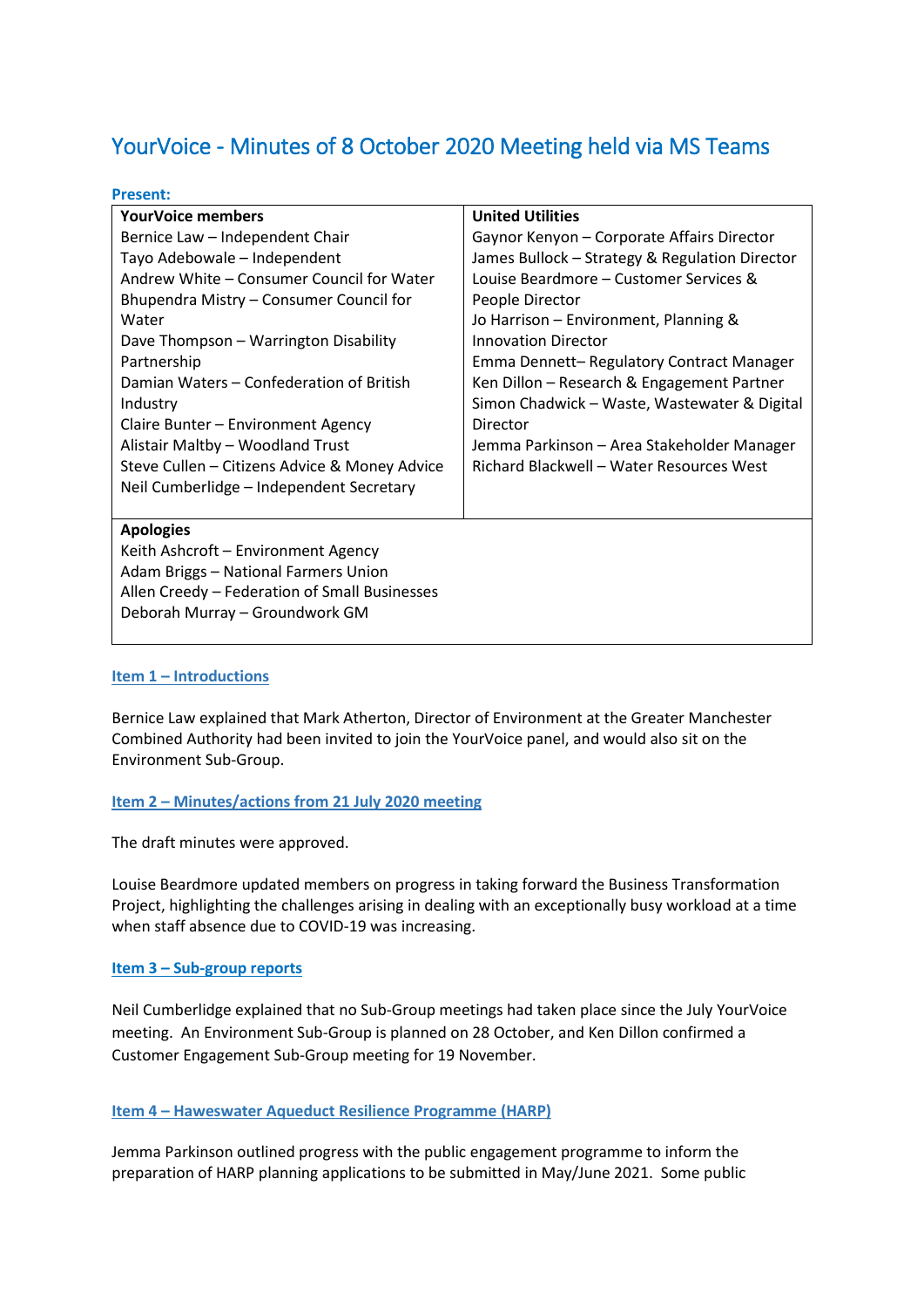# YourVoice - Minutes of 8 October 2020 Meeting held via MS Teams

**Present:**

| YourVoice members | United Utilities |
| --- | --- |
| Bernice Law – Independent Chair<br>Tayo Adebowale – Independent<br>Andrew White – Consumer Council for Water<br>Bhupendra Mistry – Consumer Council for Water<br>Dave Thompson – Warrington Disability Partnership<br>Damian Waters – Confederation of British Industry<br>Claire Bunter – Environment Agency<br>Alistair Maltby – Woodland Trust<br>Steve Cullen – Citizens Advice & Money Advice<br>Neil Cumberlidge – Independent Secretary | Gaynor Kenyon – Corporate Affairs Director<br>James Bullock – Strategy & Regulation Director<br>Louise Beardmore – Customer Services & People Director<br>Jo Harrison – Environment, Planning & Innovation Director<br>Emma Dennett– Regulatory Contract Manager<br>Ken Dillon – Research & Engagement Partner<br>Simon Chadwick – Waste, Wastewater & Digital Director<br>Jemma Parkinson – Area Stakeholder Manager<br>Richard Blackwell – Water Resources West |
| **Apologies**<br>Keith Ashcroft – Environment Agency<br>Adam Briggs – National Farmers Union<br>Allen Creedy – Federation of Small Businesses<br>Deborah Murray – Groundwork GM | |

## Item 1 – Introductions

Bernice Law explained that Mark Atherton, Director of Environment at the Greater Manchester Combined Authority had been invited to join the YourVoice panel, and would also sit on the Environment Sub-Group.

## Item 2 – Minutes/actions from 21 July 2020 meeting

The draft minutes were approved.

Louise Beardmore updated members on progress in taking forward the Business Transformation Project, highlighting the challenges arising in dealing with an exceptionally busy workload at a time when staff absence due to COVID-19 was increasing.

## Item 3 – Sub-group reports

Neil Cumberlidge explained that no Sub-Group meetings had taken place since the July YourVoice meeting. An Environment Sub-Group is planned on 28 October, and Ken Dillon confirmed a Customer Engagement Sub-Group meeting for 19 November.

## Item 4 – Haweswater Aqueduct Resilience Programme (HARP)

Jemma Parkinson outlined progress with the public engagement programme to inform the preparation of HARP planning applications to be submitted in May/June 2021. Some public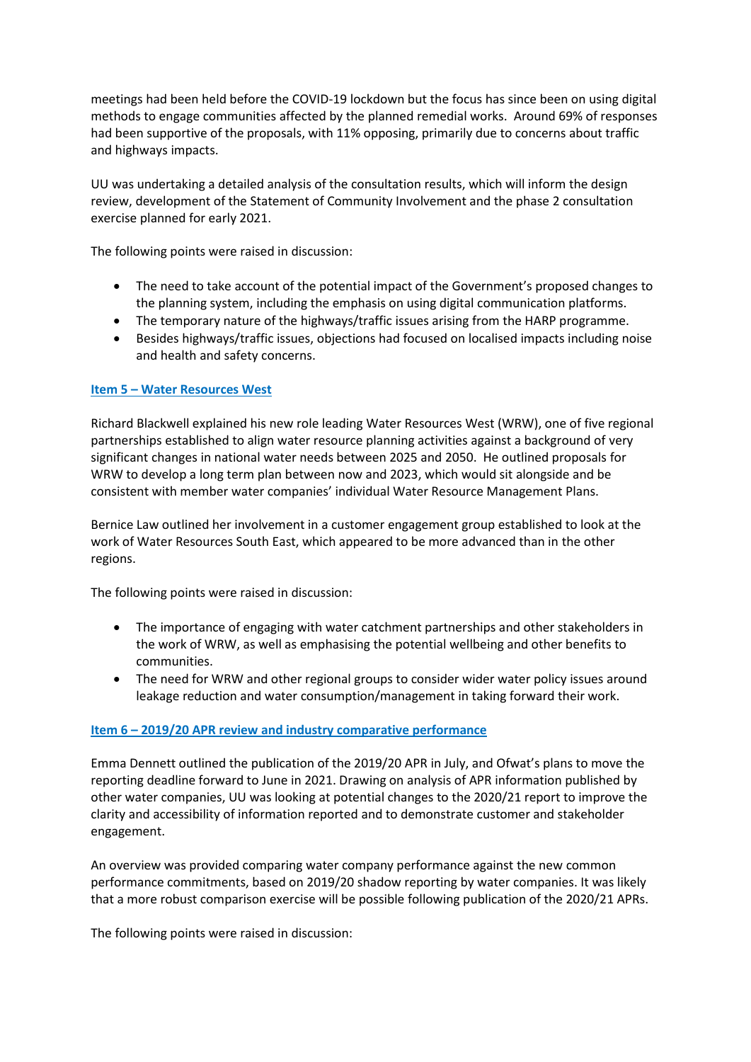meetings had been held before the COVID-19 lockdown but the focus has since been on using digital methods to engage communities affected by the planned remedial works. Around 69% of responses had been supportive of the proposals, with 11% opposing, primarily due to concerns about traffic and highways impacts.

UU was undertaking a detailed analysis of the consultation results, which will inform the design review, development of the Statement of Community Involvement and the phase 2 consultation exercise planned for early 2021.

The following points were raised in discussion:

- The need to take account of the potential impact of the Government's proposed changes to the planning system, including the emphasis on using digital communication platforms.
- The temporary nature of the highways/traffic issues arising from the HARP programme.
- Besides highways/traffic issues, objections had focused on localised impacts including noise and health and safety concerns.

**Item 5 – Water Resources West**

Richard Blackwell explained his new role leading Water Resources West (WRW), one of five regional partnerships established to align water resource planning activities against a background of very significant changes in national water needs between 2025 and 2050. He outlined proposals for WRW to develop a long term plan between now and 2023, which would sit alongside and be consistent with member water companies' individual Water Resource Management Plans.

Bernice Law outlined her involvement in a customer engagement group established to look at the work of Water Resources South East, which appeared to be more advanced than in the other regions.

The following points were raised in discussion:

- The importance of engaging with water catchment partnerships and other stakeholders in the work of WRW, as well as emphasising the potential wellbeing and other benefits to communities.
- The need for WRW and other regional groups to consider wider water policy issues around leakage reduction and water consumption/management in taking forward their work.

**Item 6 – 2019/20 APR review and industry comparative performance**

Emma Dennett outlined the publication of the 2019/20 APR in July, and Ofwat's plans to move the reporting deadline forward to June in 2021. Drawing on analysis of APR information published by other water companies, UU was looking at potential changes to the 2020/21 report to improve the clarity and accessibility of information reported and to demonstrate customer and stakeholder engagement.

An overview was provided comparing water company performance against the new common performance commitments, based on 2019/20 shadow reporting by water companies. It was likely that a more robust comparison exercise will be possible following publication of the 2020/21 APRs.

The following points were raised in discussion: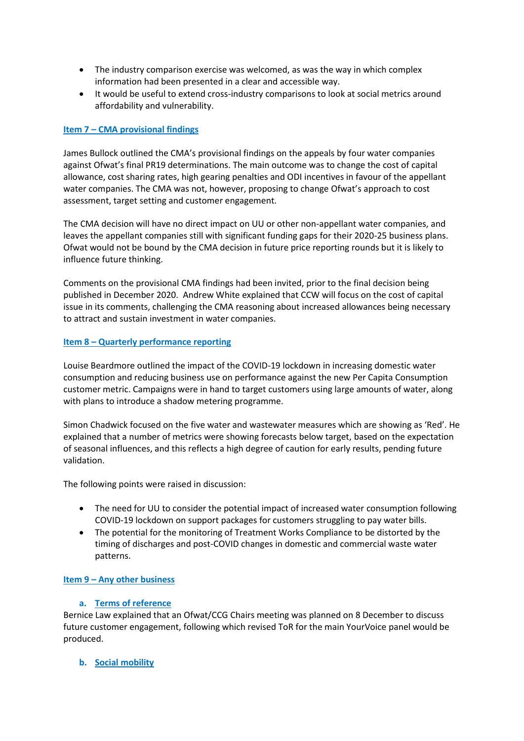- The industry comparison exercise was welcomed, as was the way in which complex information had been presented in a clear and accessible way.
- It would be useful to extend cross-industry comparisons to look at social metrics around affordability and vulnerability.

**Item 7 – CMA provisional findings**

James Bullock outlined the CMA's provisional findings on the appeals by four water companies against Ofwat's final PR19 determinations. The main outcome was to change the cost of capital allowance, cost sharing rates, high gearing penalties and ODI incentives in favour of the appellant water companies. The CMA was not, however, proposing to change Ofwat's approach to cost assessment, target setting and customer engagement.

The CMA decision will have no direct impact on UU or other non-appellant water companies, and leaves the appellant companies still with significant funding gaps for their 2020-25 business plans. Ofwat would not be bound by the CMA decision in future price reporting rounds but it is likely to influence future thinking.

Comments on the provisional CMA findings had been invited, prior to the final decision being published in December 2020. Andrew White explained that CCW will focus on the cost of capital issue in its comments, challenging the CMA reasoning about increased allowances being necessary to attract and sustain investment in water companies.

**Item 8 – Quarterly performance reporting**

Louise Beardmore outlined the impact of the COVID-19 lockdown in increasing domestic water consumption and reducing business use on performance against the new Per Capita Consumption customer metric. Campaigns were in hand to target customers using large amounts of water, along with plans to introduce a shadow metering programme.

Simon Chadwick focused on the five water and wastewater measures which are showing as 'Red'. He explained that a number of metrics were showing forecasts below target, based on the expectation of seasonal influences, and this reflects a high degree of caution for early results, pending future validation.

The following points were raised in discussion:

- The need for UU to consider the potential impact of increased water consumption following COVID-19 lockdown on support packages for customers struggling to pay water bills.
- The potential for the monitoring of Treatment Works Compliance to be distorted by the timing of discharges and post-COVID changes in domestic and commercial waste water patterns.

**Item 9 – Any other business**

**a. Terms of reference**

Bernice Law explained that an Ofwat/CCG Chairs meeting was planned on 8 December to discuss future customer engagement, following which revised ToR for the main YourVoice panel would be produced.

**b. Social mobility**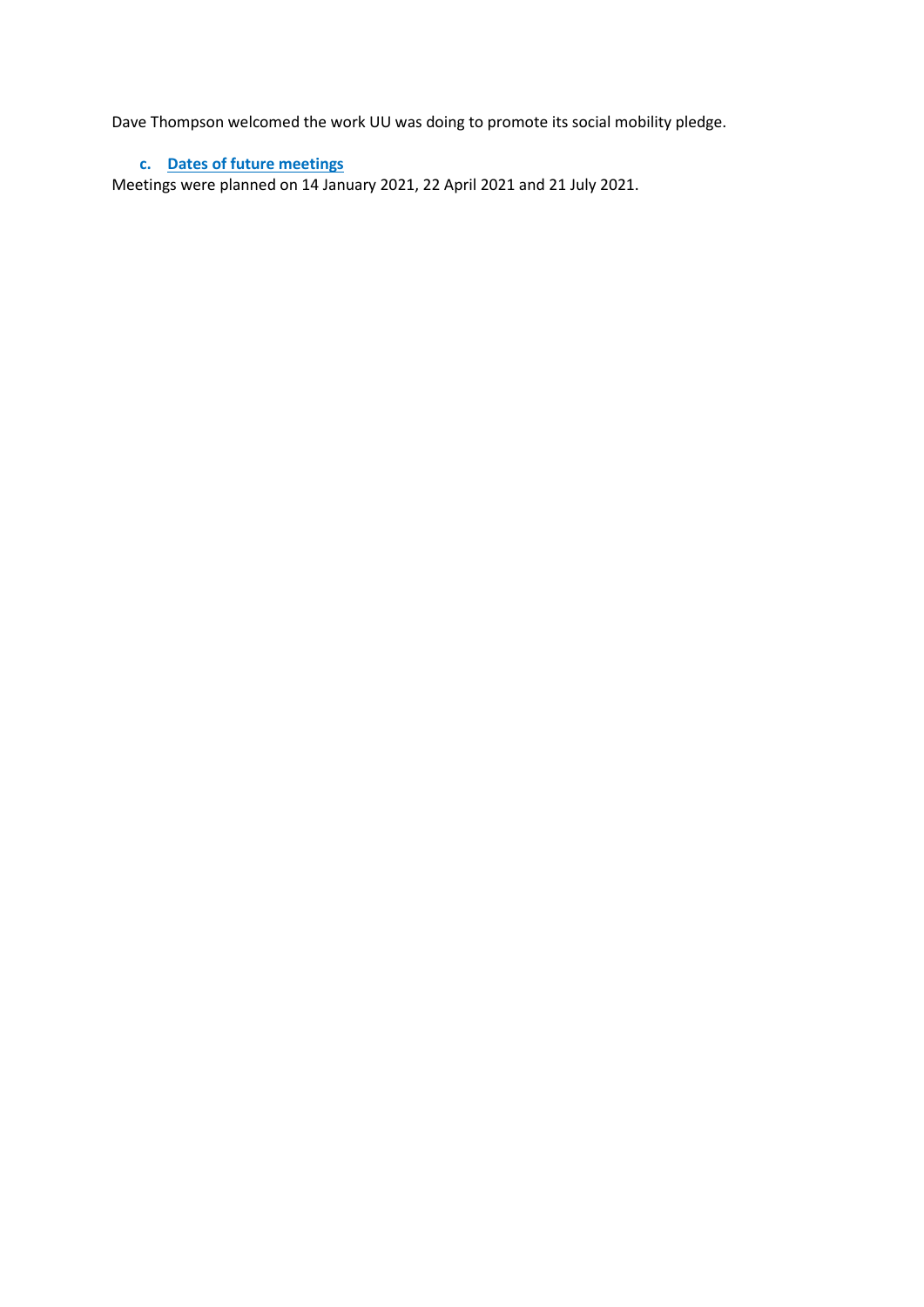Dave Thompson welcomed the work UU was doing to promote its social mobility pledge.

### c. Dates of future meetings

Meetings were planned on 14 January 2021, 22 April 2021 and 21 July 2021.